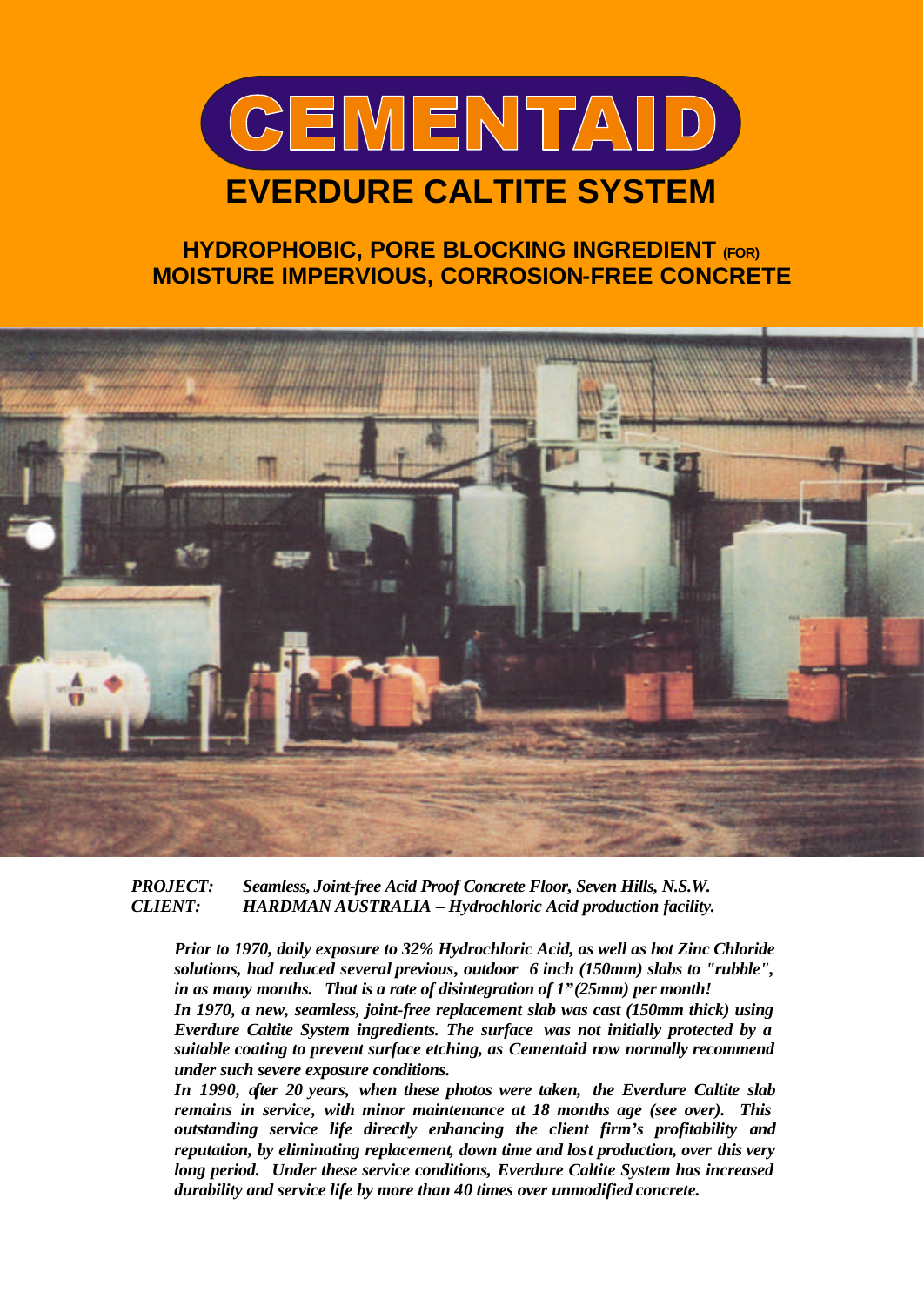# CEMENTAID

## EVERDURE CALTITE SYSTEM

### HYDROPHOBIC, PORE BLOCKING INGREDIENT (FOR) MOISTURE IMPERVIOUS, CORROSION-FREE CONCRETE

***PROJECT:*** *Seamless, Joint-free Acid Proof Concrete Floor, Seven Hills, N.S.W.*
***CLIENT:*** *HARDMAN AUSTRALIA – Hydrochloric Acid production facility.*

***Prior to 1970, daily exposure to 32% Hydrochloric Acid, as well as hot Zinc Chloride solutions, had reduced several previous, outdoor 6 inch (150mm) slabs to "rubble", in as many months. That is a rate of disintegration of 1" (25mm) per month!***

***In 1970, a new, seamless, joint-free replacement slab was cast (150mm thick) using Everdure Caltite System ingredients. The surface was not initially protected by a suitable coating to prevent surface etching, as Cementaid now normally recommend under such severe exposure conditions.***

***In 1990, after 20 years, when these photos were taken, the Everdure Caltite slab remains in service, with minor maintenance at 18 months age (see over). This outstanding service life directly enhancing the client firm's profitability and reputation, by eliminating replacement, down time and lost production, over this very long period. Under these service conditions, Everdure Caltite System has increased durability and service life by more than 40 times over unmodified concrete.***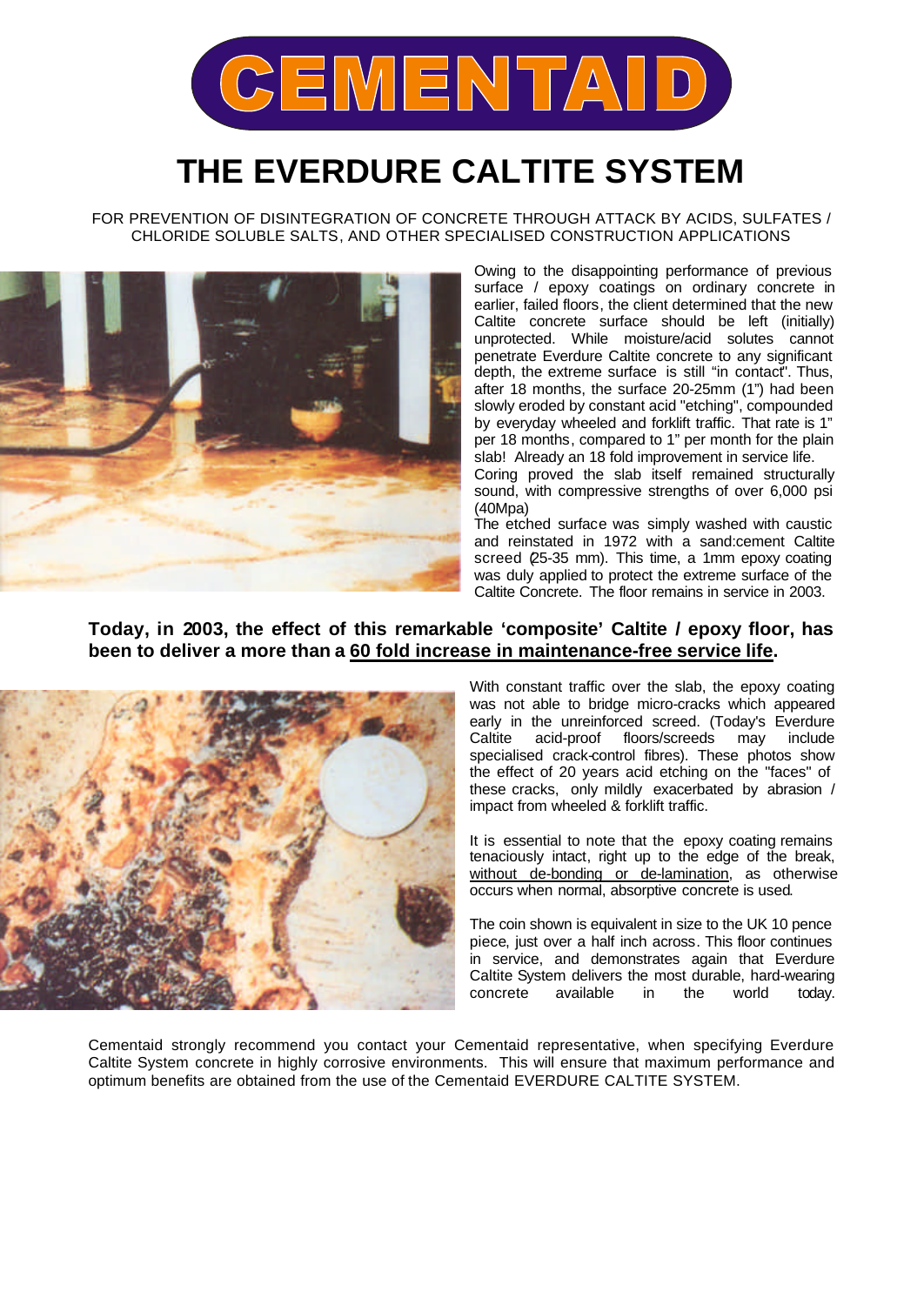# CEMENTAID

# THE EVERDURE CALTITE SYSTEM

FOR PREVENTION OF DISINTEGRATION OF CONCRETE THROUGH ATTACK BY ACIDS, SULFATES / CHLORIDE SOLUBLE SALTS, AND OTHER SPECIALISED CONSTRUCTION APPLICATIONS

Owing to the disappointing performance of previous surface / epoxy coatings on ordinary concrete in earlier, failed floors, the client determined that the new Caltite concrete surface should be left (initially) unprotected. While moisture/acid solutes cannot penetrate Everdure Caltite concrete to any significant depth, the extreme surface is still "in contact". Thus, after 18 months, the surface 20-25mm (1") had been slowly eroded by constant acid "etching", compounded by everyday wheeled and forklift traffic. That rate is 1" per 18 months, compared to 1" per month for the plain slab! Already an 18 fold improvement in service life.

Coring proved the slab itself remained structurally sound, with compressive strengths of over 6,000 psi (40Mpa)

The etched surface was simply washed with caustic and reinstated in 1972 with a sand:cement Caltite screed (25-35 mm). This time, a 1mm epoxy coating was duly applied to protect the extreme surface of the Caltite Concrete. The floor remains in service in 2003.

**Today, in 2003, the effect of this remarkable 'composite' Caltite / epoxy floor, has been to deliver a more than a <u>60 fold increase in maintenance-free service life</u>.**

With constant traffic over the slab, the epoxy coating was not able to bridge micro-cracks which appeared early in the unreinforced screed. (Today's Everdure Caltite acid-proof floors/screeds may include specialised crack-control fibres). These photos show the effect of 20 years acid etching on the "faces" of these cracks, only mildly exacerbated by abrasion / impact from wheeled & forklift traffic.

It is essential to note that the epoxy coating remains tenaciously intact, right up to the edge of the break, <u>without de-bonding or de-lamination</u>, as otherwise occurs when normal, absorptive concrete is used.

The coin shown is equivalent in size to the UK 10 pence piece, just over a half inch across. This floor continues in service, and demonstrates again that Everdure Caltite System delivers the most durable, hard-wearing concrete available in the world today.

Cementaid strongly recommend you contact your Cementaid representative, when specifying Everdure Caltite System concrete in highly corrosive environments. This will ensure that maximum performance and optimum benefits are obtained from the use of the Cementaid EVERDURE CALTITE SYSTEM.